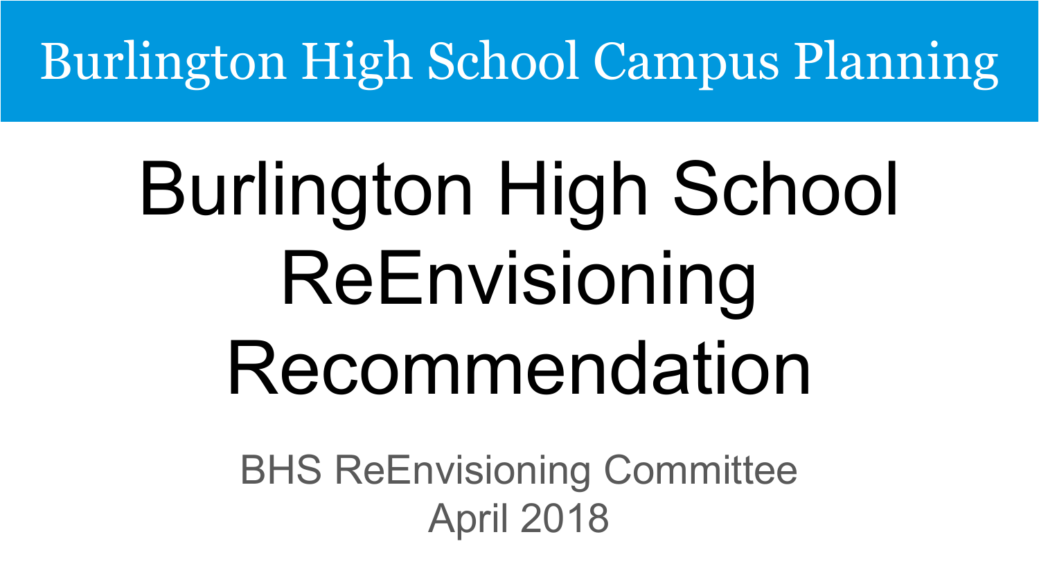Burlington High School Campus Planning

# Burlington High School ReEnvisioning Recommendation

BHS ReEnvisioning Committee
April 2018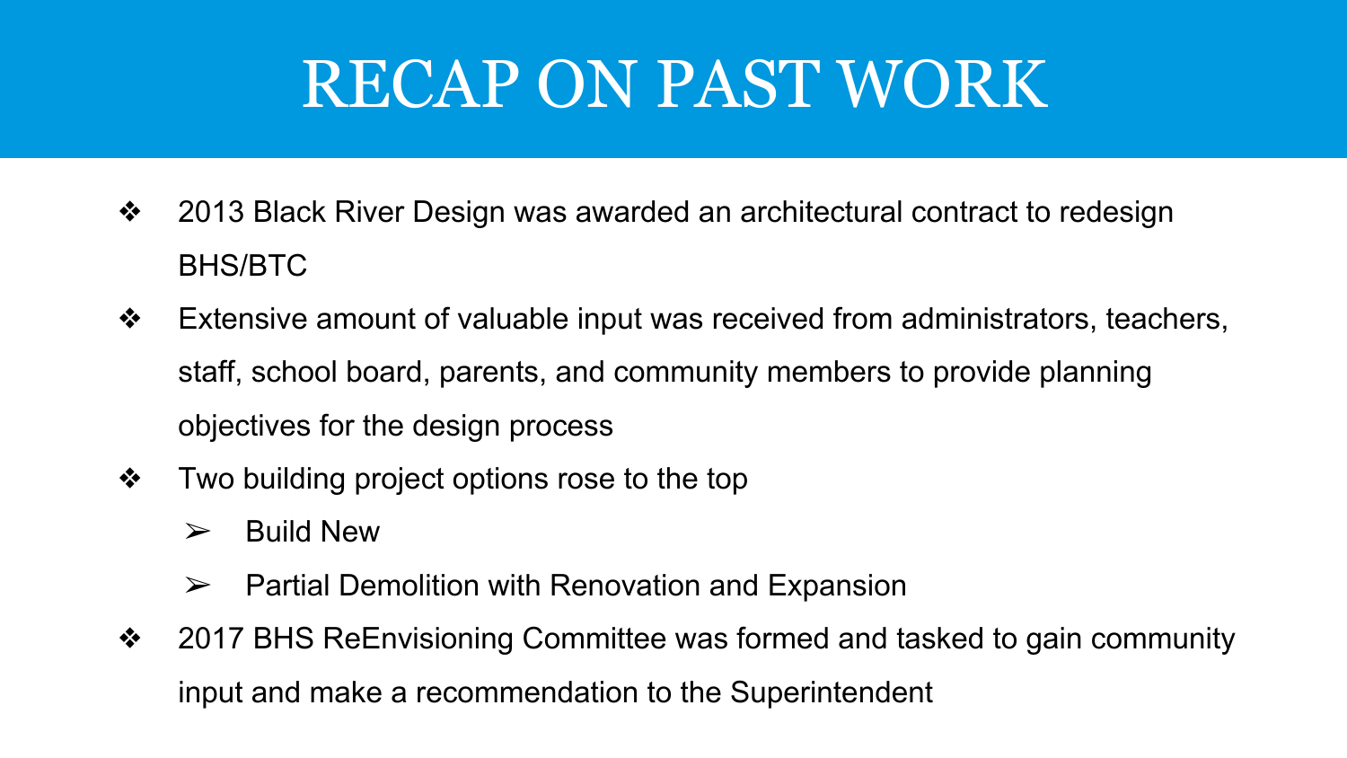# RECAP ON PAST WORK

- 2013 Black River Design was awarded an architectural contract to redesign BHS/BTC
- Extensive amount of valuable input was received from administrators, teachers, staff, school board, parents, and community members to provide planning objectives for the design process
- Two building project options rose to the top
  - Build New
  - Partial Demolition with Renovation and Expansion
- 2017 BHS ReEnvisioning Committee was formed and tasked to gain community input and make a recommendation to the Superintendent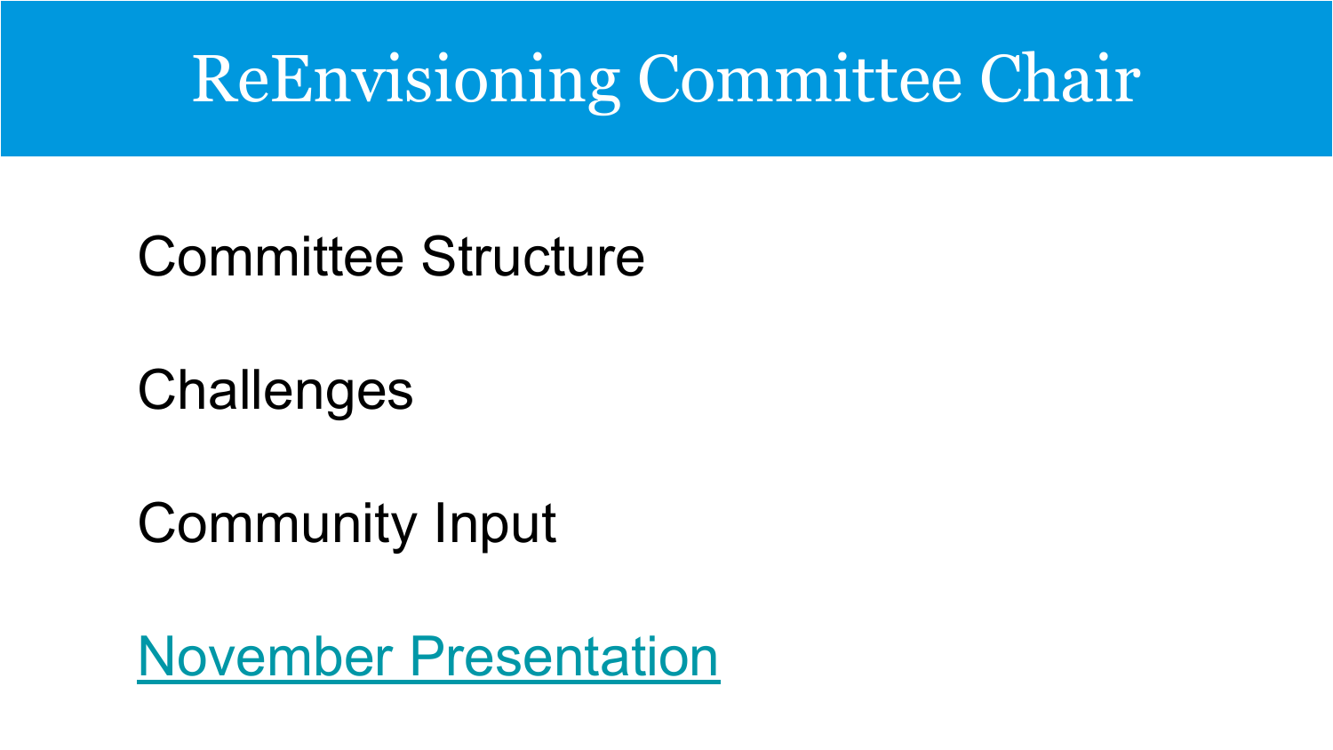# ReEnvisioning Committee Chair

Committee Structure

Challenges

Community Input

November Presentation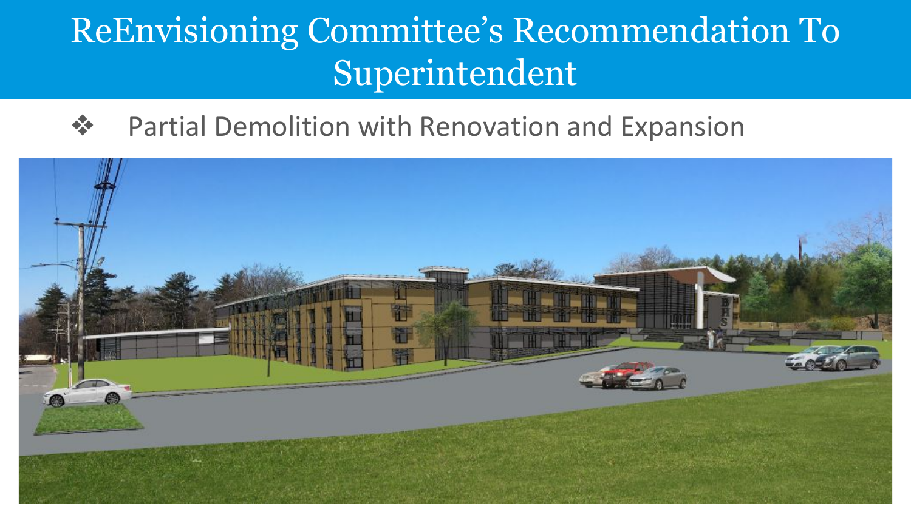# ReEnvisioning Committee's Recommendation To Superintendent

- Partial Demolition with Renovation and Expansion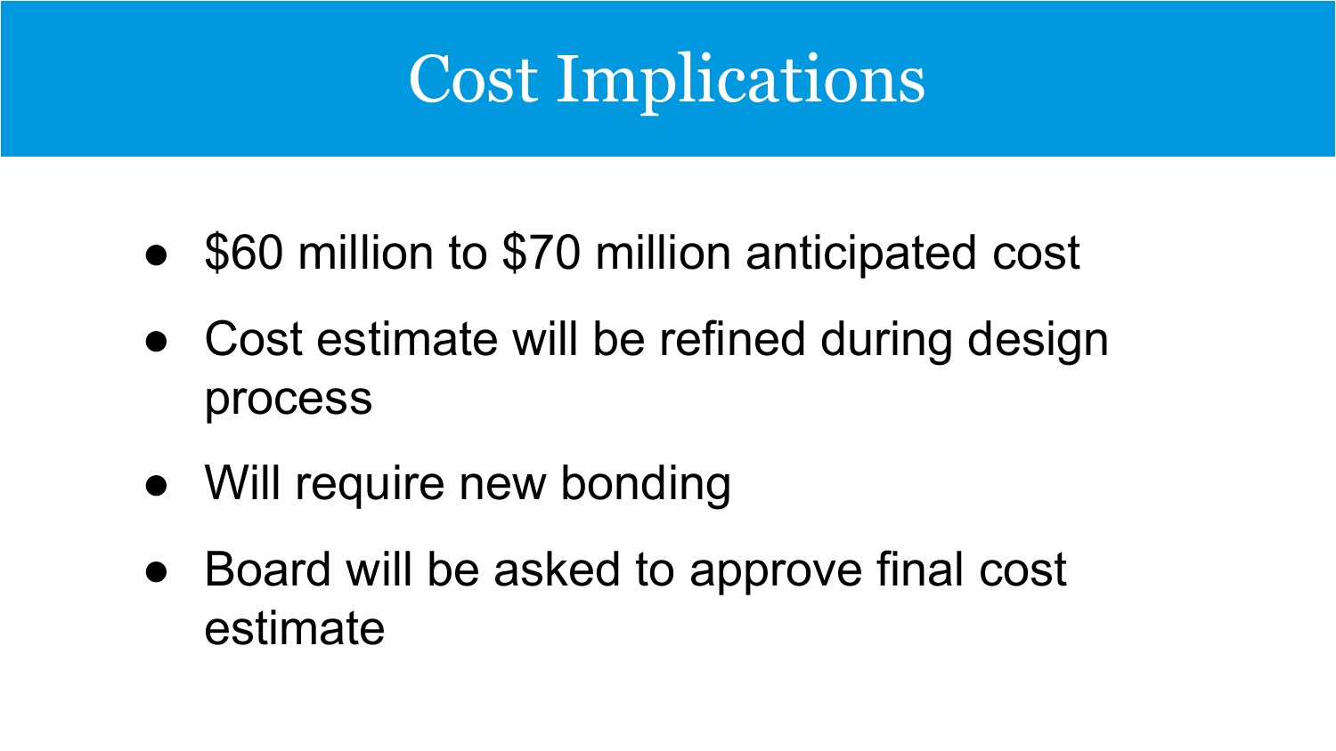# Cost Implications

- $60 million to $70 million anticipated cost
- Cost estimate will be refined during design process
- Will require new bonding
- Board will be asked to approve final cost estimate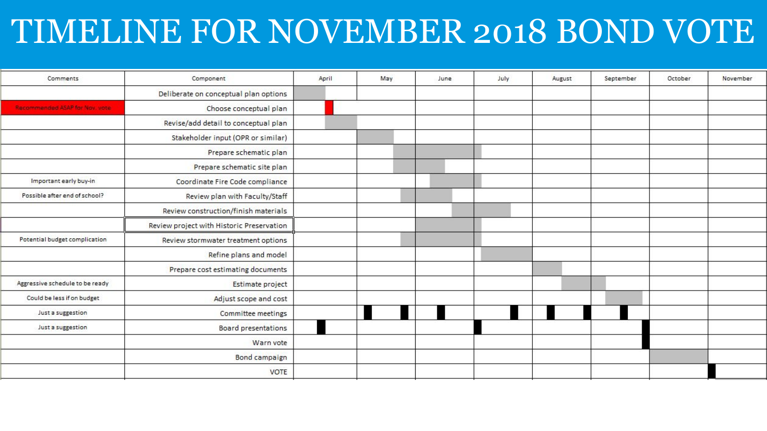# TIMELINE FOR NOVEMBER 2018 BOND VOTE

| Comments | Component | April | May | June | July | August | September | October | November |
|---|---|---|---|---|---|---|---|---|---|
| | Deliberate on conceptual plan options | | | | | | | | |
| Recommended ASAP for Nov. vote | Choose conceptual plan | | | | | | | | |
| | Revise/add detail to conceptual plan | | | | | | | | |
| | Stakeholder input (OPR or similar) | | | | | | | | |
| | Prepare schematic plan | | | | | | | | |
| | Prepare schematic site plan | | | | | | | | |
| Important early buy-in | Coordinate Fire Code compliance | | | | | | | | |
| Possible after end of school? | Review plan with Faculty/Staff | | | | | | | | |
| | Review construction/finish materials | | | | | | | | |
| | Review project with Historic Preservation | | | | | | | | |
| Potential budget complication | Review stormwater treatment options | | | | | | | | |
| | Refine plans and model | | | | | | | | |
| | Prepare cost estimating documents | | | | | | | | |
| Aggressive schedule to be ready | Estimate project | | | | | | | | |
| Could be less if on budget | Adjust scope and cost | | | | | | | | |
| Just a suggestion | Committee meetings | | | | | | | | |
| Just a suggestion | Board presentations | | | | | | | | |
| | Warn vote | | | | | | | | |
| | Bond campaign | | | | | | | | |
| | VOTE | | | | | | | | |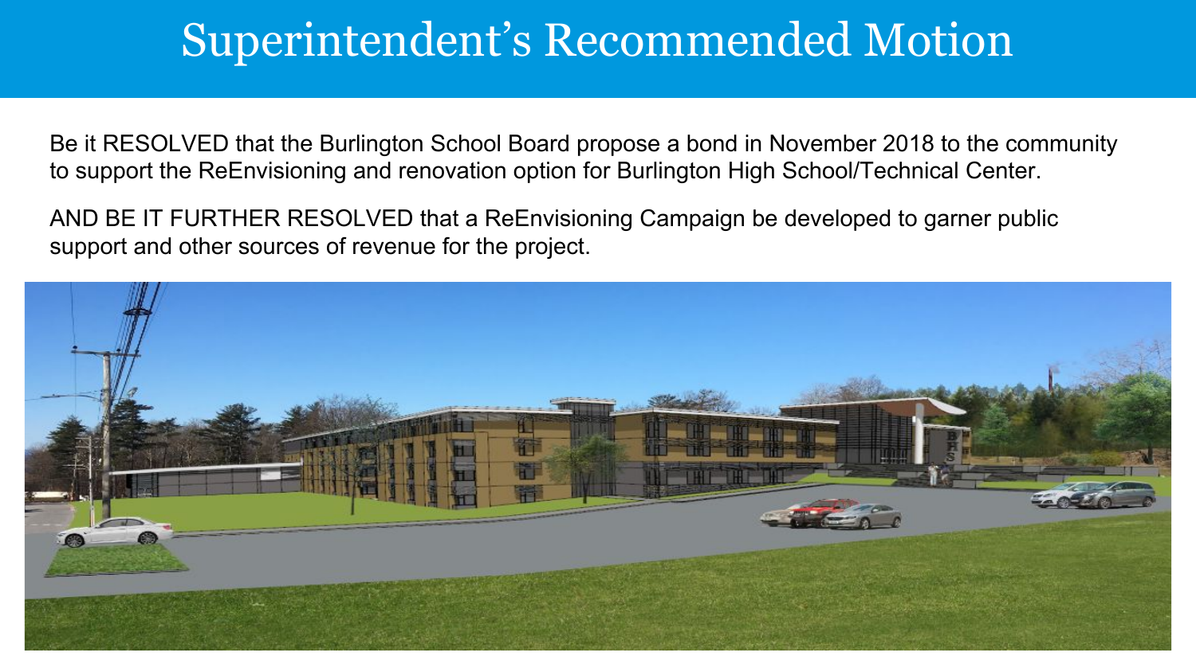# Superintendent’s Recommended Motion

Be it RESOLVED that the Burlington School Board propose a bond in November 2018 to the community to support the ReEnvisioning and renovation option for Burlington High School/Technical Center.

AND BE IT FURTHER RESOLVED that a ReEnvisioning Campaign be developed to garner public support and other sources of revenue for the project.